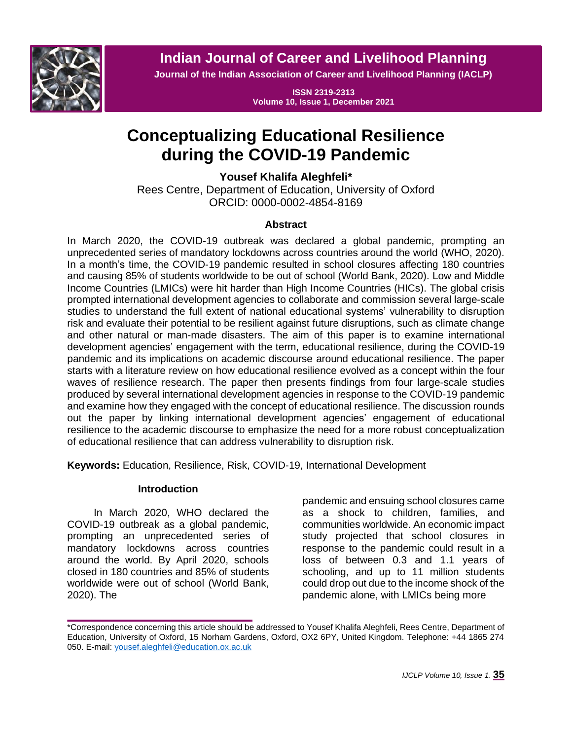# Conceptualizing Educational Resilience during the COVID-19 Pandemic

**Yousef Khalifa Aleghfeli***

Rees Centre, Department of Education, University of Oxford

ORCID: 0000-0002-4854-8169

## Abstract

In March 2020, the COVID-19 outbreak was declared a global pandemic, prompting an unprecedented series of mandatory lockdowns across countries around the world (WHO, 2020). In a month's time, the COVID-19 pandemic resulted in school closures affecting 180 countries and causing 85% of students worldwide to be out of school (World Bank, 2020). Low and Middle Income Countries (LMICs) were hit harder than High Income Countries (HICs). The global crisis prompted international development agencies to collaborate and commission several large-scale studies to understand the full extent of national educational systems' vulnerability to disruption risk and evaluate their potential to be resilient against future disruptions, such as climate change and other natural or man-made disasters. The aim of this paper is to examine international development agencies' engagement with the term, educational resilience, during the COVID-19 pandemic and its implications on academic discourse around educational resilience. The paper starts with a literature review on how educational resilience evolved as a concept within the four waves of resilience research. The paper then presents findings from four large-scale studies produced by several international development agencies in response to the COVID-19 pandemic and examine how they engaged with the concept of educational resilience. The discussion rounds out the paper by linking international development agencies' engagement of educational resilience to the academic discourse to emphasize the need for a more robust conceptualization of educational resilience that can address vulnerability to disruption risk.

**Keywords:** Education, Resilience, Risk, COVID-19, International Development

## Introduction

In March 2020, WHO declared the COVID-19 outbreak as a global pandemic, prompting an unprecedented series of mandatory lockdowns across countries around the world. By April 2020, schools closed in 180 countries and 85% of students worldwide were out of school (World Bank, 2020). The pandemic and ensuing school closures came as a shock to children, families, and communities worldwide. An economic impact study projected that school closures in response to the pandemic could result in a loss of between 0.3 and 1.1 years of schooling, and up to 11 million students could drop out due to the income shock of the pandemic alone, with LMICs being more

---

*Correspondence concerning this article should be addressed to Yousef Khalifa Aleghfeli, Rees Centre, Department of Education, University of Oxford, 15 Norham Gardens, Oxford, OX2 6PY, United Kingdom. Telephone: +44 1865 274 050. E-mail: yousef.aleghfeli@education.ox.ac.uk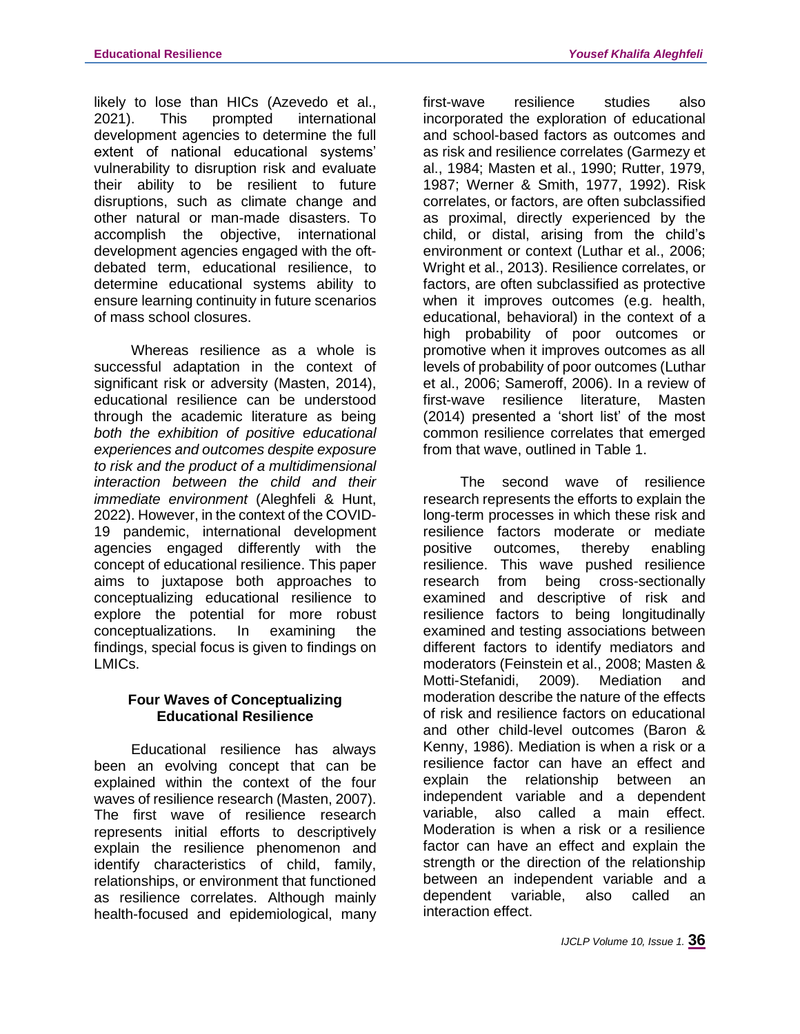likely to lose than HICs (Azevedo et al., 2021). This prompted international development agencies to determine the full extent of national educational systems' vulnerability to disruption risk and evaluate their ability to be resilient to future disruptions, such as climate change and other natural or man-made disasters. To accomplish the objective, international development agencies engaged with the oft-debated term, educational resilience, to determine educational systems ability to ensure learning continuity in future scenarios of mass school closures.

Whereas resilience as a whole is successful adaptation in the context of significant risk or adversity (Masten, 2014), educational resilience can be understood through the academic literature as being *both the exhibition of positive educational experiences and outcomes despite exposure to risk and the product of a multidimensional interaction between the child and their immediate environment* (Aleghfeli & Hunt, 2022). However, in the context of the COVID-19 pandemic, international development agencies engaged differently with the concept of educational resilience. This paper aims to juxtapose both approaches to conceptualizing educational resilience to explore the potential for more robust conceptualizations. In examining the findings, special focus is given to findings on LMICs.

## Four Waves of Conceptualizing Educational Resilience

Educational resilience has always been an evolving concept that can be explained within the context of the four waves of resilience research (Masten, 2007). The first wave of resilience research represents initial efforts to descriptively explain the resilience phenomenon and identify characteristics of child, family, relationships, or environment that functioned as resilience correlates. Although mainly health-focused and epidemiological, many first-wave resilience studies also incorporated the exploration of educational and school-based factors as outcomes and as risk and resilience correlates (Garmezy et al., 1984; Masten et al., 1990; Rutter, 1979, 1987; Werner & Smith, 1977, 1992). Risk correlates, or factors, are often subclassified as proximal, directly experienced by the child, or distal, arising from the child's environment or context (Luthar et al., 2006; Wright et al., 2013). Resilience correlates, or factors, are often subclassified as protective when it improves outcomes (e.g. health, educational, behavioral) in the context of a high probability of poor outcomes or promotive when it improves outcomes as all levels of probability of poor outcomes (Luthar et al., 2006; Sameroff, 2006). In a review of first-wave resilience literature, Masten (2014) presented a 'short list' of the most common resilience correlates that emerged from that wave, outlined in Table 1.

The second wave of resilience research represents the efforts to explain the long-term processes in which these risk and resilience factors moderate or mediate positive outcomes, thereby enabling resilience. This wave pushed resilience research from being cross-sectionally examined and descriptive of risk and resilience factors to being longitudinally examined and testing associations between different factors to identify mediators and moderators (Feinstein et al., 2008; Masten & Motti-Stefanidi, 2009). Mediation and moderation describe the nature of the effects of risk and resilience factors on educational and other child-level outcomes (Baron & Kenny, 1986). Mediation is when a risk or a resilience factor can have an effect and explain the relationship between an independent variable and a dependent variable, also called a main effect. Moderation is when a risk or a resilience factor can have an effect and explain the strength or the direction of the relationship between an independent variable and a dependent variable, also called an interaction effect.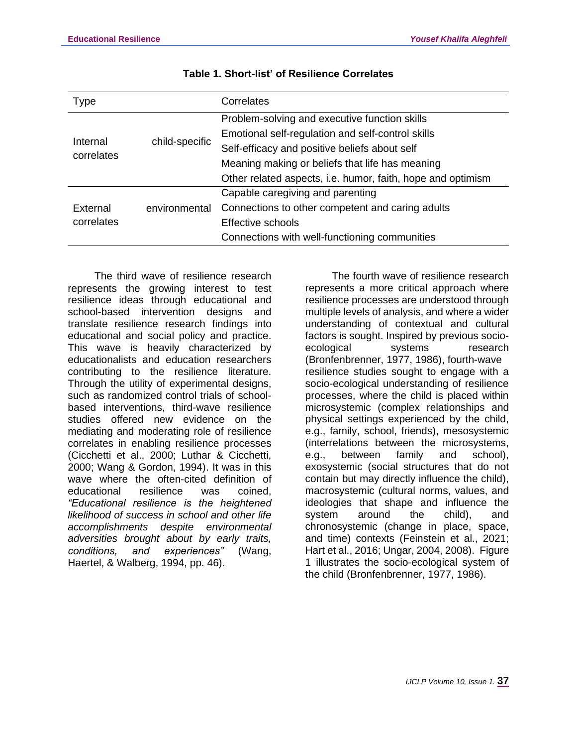**Table 1. Short-list' of Resilience Correlates**

| Type | | Correlates |
| --- | --- | --- |
| Internal correlates | child-specific | Problem-solving and executive function skills |
| | | Emotional self-regulation and self-control skills |
| | | Self-efficacy and positive beliefs about self |
| | | Meaning making or beliefs that life has meaning |
| | | Other related aspects, i.e. humor, faith, hope and optimism |
| External correlates | environmental | Capable caregiving and parenting |
| | | Connections to other competent and caring adults |
| | | Effective schools |
| | | Connections with well-functioning communities |

The third wave of resilience research represents the growing interest to test resilience ideas through educational and school-based intervention designs and translate resilience research findings into educational and social policy and practice. This wave is heavily characterized by educationalists and education researchers contributing to the resilience literature. Through the utility of experimental designs, such as randomized control trials of school-based interventions, third-wave resilience studies offered new evidence on the mediating and moderating role of resilience correlates in enabling resilience processes (Cicchetti et al., 2000; Luthar & Cicchetti, 2000; Wang & Gordon, 1994). It was in this wave where the often-cited definition of educational resilience was coined, *"Educational resilience is the heightened likelihood of success in school and other life accomplishments despite environmental adversities brought about by early traits, conditions, and experiences"* (Wang, Haertel, & Walberg, 1994, pp. 46).

The fourth wave of resilience research represents a more critical approach where resilience processes are understood through multiple levels of analysis, and where a wider understanding of contextual and cultural factors is sought. Inspired by previous socio-ecological systems research (Bronfenbrenner, 1977, 1986), fourth-wave resilience studies sought to engage with a socio-ecological understanding of resilience processes, where the child is placed within microsystemic (complex relationships and physical settings experienced by the child, e.g., family, school, friends), mesosystemic (interrelations between the microsystems, e.g., between family and school), exosystemic (social structures that do not contain but may directly influence the child), macrosystemic (cultural norms, values, and ideologies that shape and influence the system around the child), and chronosystemic (change in place, space, and time) contexts (Feinstein et al., 2021; Hart et al., 2016; Ungar, 2004, 2008). Figure 1 illustrates the socio-ecological system of the child (Bronfenbrenner, 1977, 1986).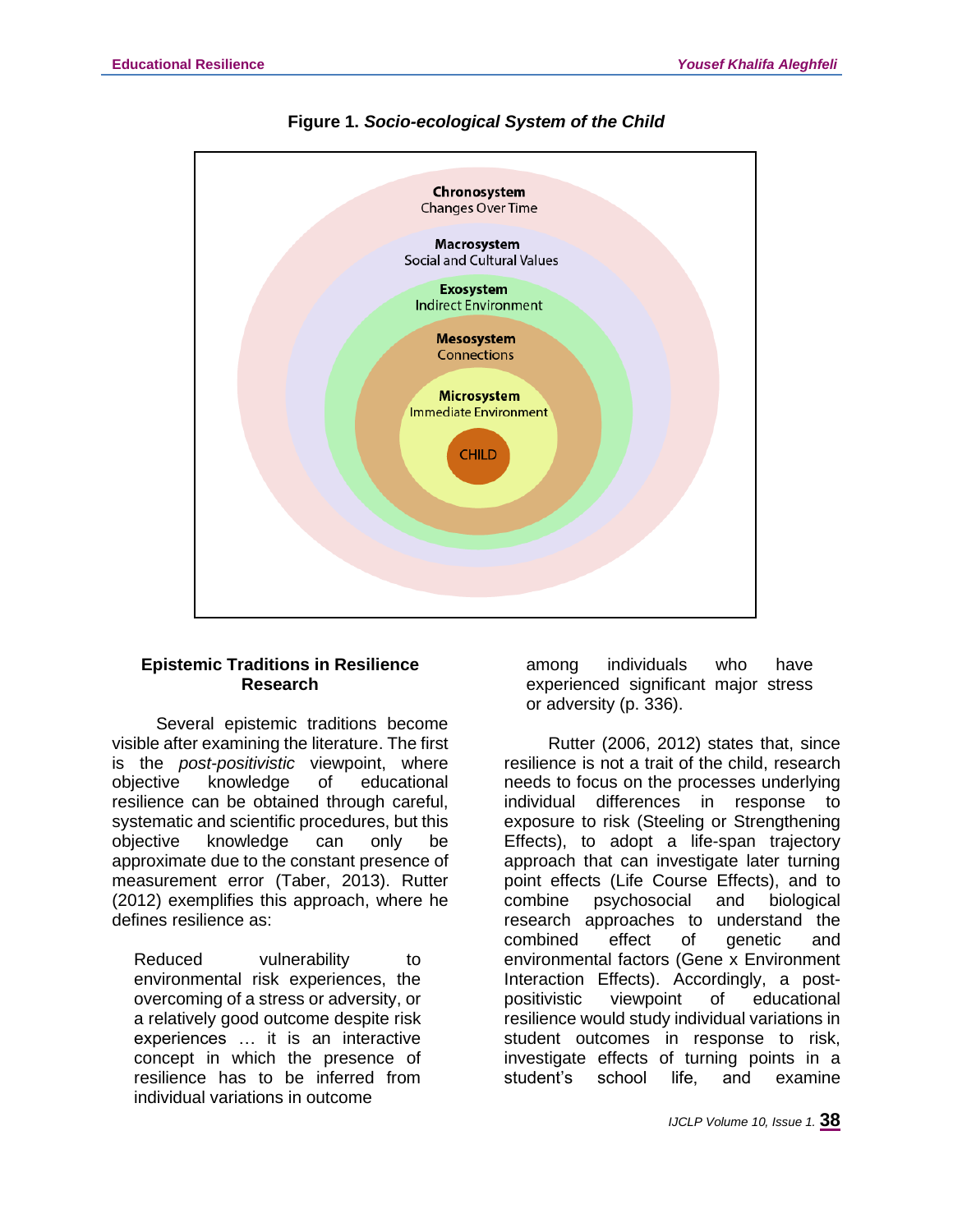**Figure 1.** ***Socio-ecological System of the Child***

**Chronosystem**
Changes Over Time

**Macrosystem**
Social and Cultural Values

**Exosystem**
Indirect Environment

**Mesosystem**
Connections

**Microsystem**
Immediate Environment

CHILD

### Epistemic Traditions in Resilience Research

Several epistemic traditions become visible after examining the literature. The first is the *post-positivistic* viewpoint, where objective knowledge of educational resilience can be obtained through careful, systematic and scientific procedures, but this objective knowledge can only be approximate due to the constant presence of measurement error (Taber, 2013). Rutter (2012) exemplifies this approach, where he defines resilience as:

> Reduced vulnerability to environmental risk experiences, the overcoming of a stress or adversity, or a relatively good outcome despite risk experiences … it is an interactive concept in which the presence of resilience has to be inferred from individual variations in outcome among individuals who have experienced significant major stress or adversity (p. 336).

Rutter (2006, 2012) states that, since resilience is not a trait of the child, research needs to focus on the processes underlying individual differences in response to exposure to risk (Steeling or Strengthening Effects), to adopt a life-span trajectory approach that can investigate later turning point effects (Life Course Effects), and to combine psychosocial and biological research approaches to understand the combined effect of genetic and environmental factors (Gene x Environment Interaction Effects). Accordingly, a post-positivistic viewpoint of educational resilience would study individual variations in student outcomes in response to risk, investigate effects of turning points in a student's school life, and examine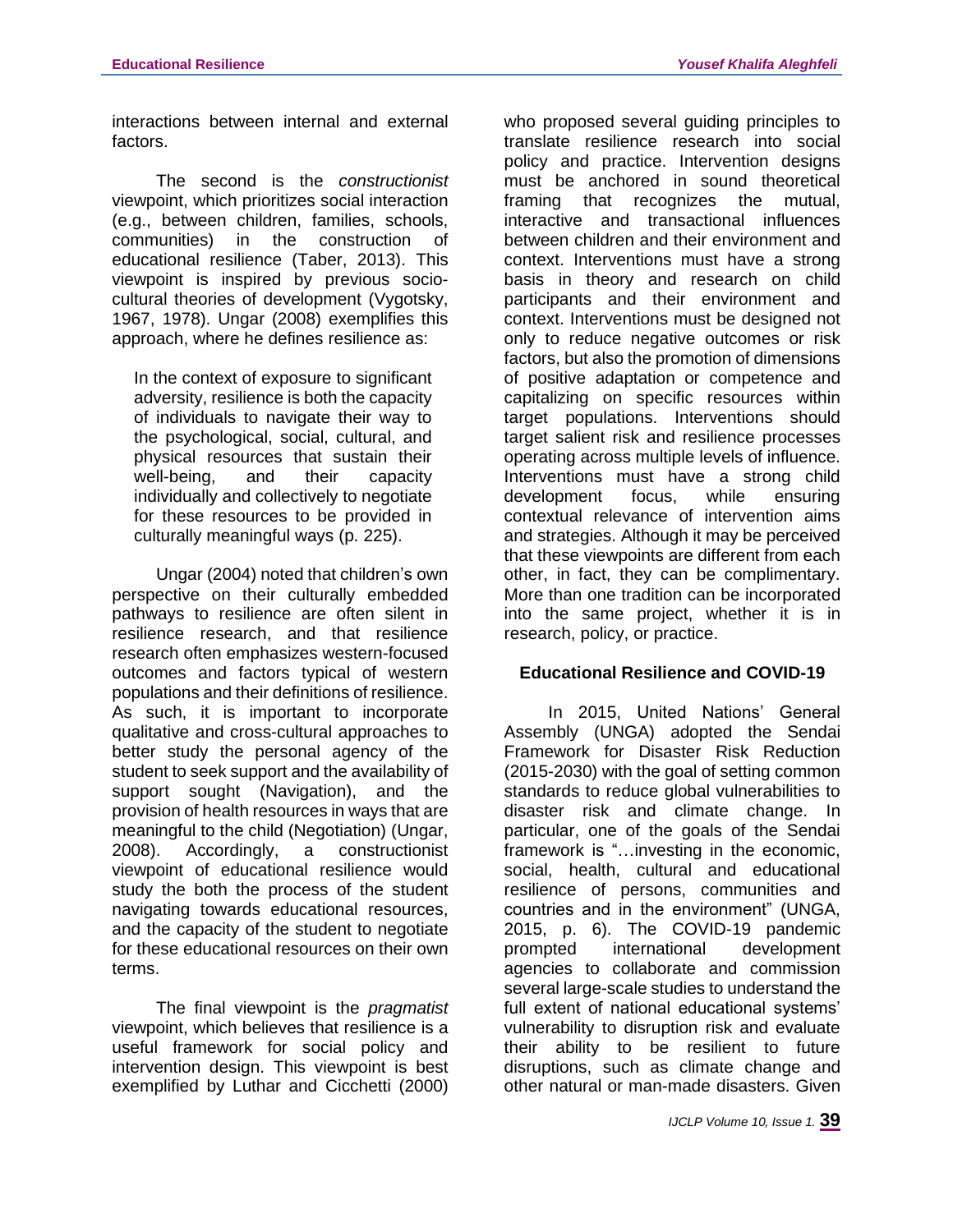interactions between internal and external factors.

The second is the *constructionist* viewpoint, which prioritizes social interaction (e.g., between children, families, schools, communities) in the construction of educational resilience (Taber, 2013). This viewpoint is inspired by previous socio-cultural theories of development (Vygotsky, 1967, 1978). Ungar (2008) exemplifies this approach, where he defines resilience as:

> In the context of exposure to significant adversity, resilience is both the capacity of individuals to navigate their way to the psychological, social, cultural, and physical resources that sustain their well-being, and their capacity individually and collectively to negotiate for these resources to be provided in culturally meaningful ways (p. 225).

Ungar (2004) noted that children's own perspective on their culturally embedded pathways to resilience are often silent in resilience research, and that resilience research often emphasizes western-focused outcomes and factors typical of western populations and their definitions of resilience. As such, it is important to incorporate qualitative and cross-cultural approaches to better study the personal agency of the student to seek support and the availability of support sought (Navigation), and the provision of health resources in ways that are meaningful to the child (Negotiation) (Ungar, 2008). Accordingly, a constructionist viewpoint of educational resilience would study the both the process of the student navigating towards educational resources, and the capacity of the student to negotiate for these educational resources on their own terms.

The final viewpoint is the *pragmatist* viewpoint, which believes that resilience is a useful framework for social policy and intervention design. This viewpoint is best exemplified by Luthar and Cicchetti (2000) who proposed several guiding principles to translate resilience research into social policy and practice. Intervention designs must be anchored in sound theoretical framing that recognizes the mutual, interactive and transactional influences between children and their environment and context. Interventions must have a strong basis in theory and research on child participants and their environment and context. Interventions must be designed not only to reduce negative outcomes or risk factors, but also the promotion of dimensions of positive adaptation or competence and capitalizing on specific resources within target populations. Interventions should target salient risk and resilience processes operating across multiple levels of influence. Interventions must have a strong child development focus, while ensuring contextual relevance of intervention aims and strategies. Although it may be perceived that these viewpoints are different from each other, in fact, they can be complimentary. More than one tradition can be incorporated into the same project, whether it is in research, policy, or practice.

## Educational Resilience and COVID-19

In 2015, United Nations' General Assembly (UNGA) adopted the Sendai Framework for Disaster Risk Reduction (2015-2030) with the goal of setting common standards to reduce global vulnerabilities to disaster risk and climate change. In particular, one of the goals of the Sendai framework is "…investing in the economic, social, health, cultural and educational resilience of persons, communities and countries and in the environment" (UNGA, 2015, p. 6). The COVID-19 pandemic prompted international development agencies to collaborate and commission several large-scale studies to understand the full extent of national educational systems' vulnerability to disruption risk and evaluate their ability to be resilient to future disruptions, such as climate change and other natural or man-made disasters. Given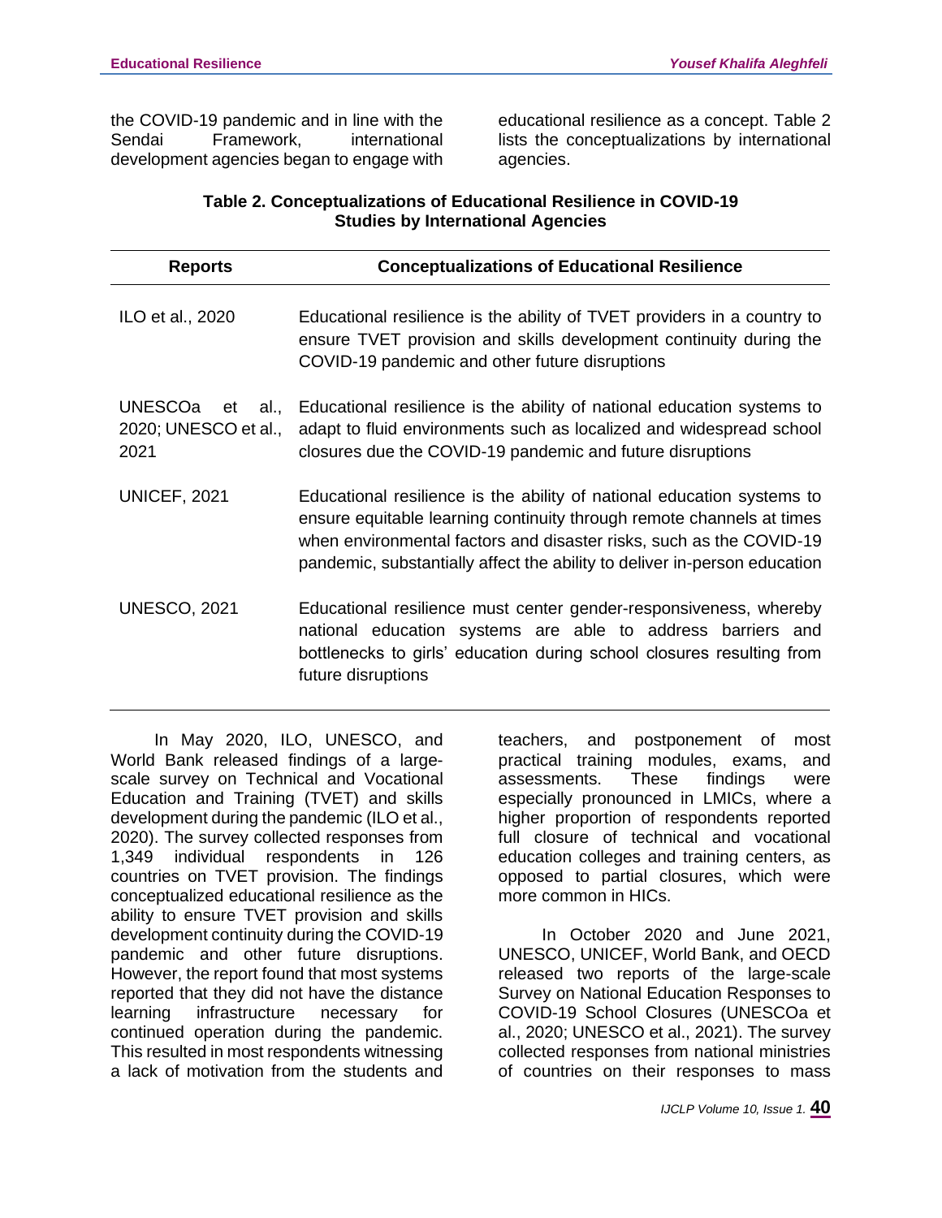the COVID-19 pandemic and in line with the Sendai Framework, international development agencies began to engage with educational resilience as a concept. Table 2 lists the conceptualizations by international agencies.

**Table 2. Conceptualizations of Educational Resilience in COVID-19 Studies by International Agencies**

| Reports | Conceptualizations of Educational Resilience |
|---|---|
| ILO et al., 2020 | Educational resilience is the ability of TVET providers in a country to ensure TVET provision and skills development continuity during the COVID-19 pandemic and other future disruptions |
| UNESCOa et al., 2020; UNESCO et al., 2021 | Educational resilience is the ability of national education systems to adapt to fluid environments such as localized and widespread school closures due the COVID-19 pandemic and future disruptions |
| UNICEF, 2021 | Educational resilience is the ability of national education systems to ensure equitable learning continuity through remote channels at times when environmental factors and disaster risks, such as the COVID-19 pandemic, substantially affect the ability to deliver in-person education |
| UNESCO, 2021 | Educational resilience must center gender-responsiveness, whereby national education systems are able to address barriers and bottlenecks to girls' education during school closures resulting from future disruptions |

In May 2020, ILO, UNESCO, and World Bank released findings of a large-scale survey on Technical and Vocational Education and Training (TVET) and skills development during the pandemic (ILO et al., 2020). The survey collected responses from 1,349 individual respondents in 126 countries on TVET provision. The findings conceptualized educational resilience as the ability to ensure TVET provision and skills development continuity during the COVID-19 pandemic and other future disruptions. However, the report found that most systems reported that they did not have the distance learning infrastructure necessary for continued operation during the pandemic. This resulted in most respondents witnessing a lack of motivation from the students and teachers, and postponement of most practical training modules, exams, and assessments. These findings were especially pronounced in LMICs, where a higher proportion of respondents reported full closure of technical and vocational education colleges and training centers, as opposed to partial closures, which were more common in HICs.

In October 2020 and June 2021, UNESCO, UNICEF, World Bank, and OECD released two reports of the large-scale Survey on National Education Responses to COVID-19 School Closures (UNESCOa et al., 2020; UNESCO et al., 2021). The survey collected responses from national ministries of countries on their responses to mass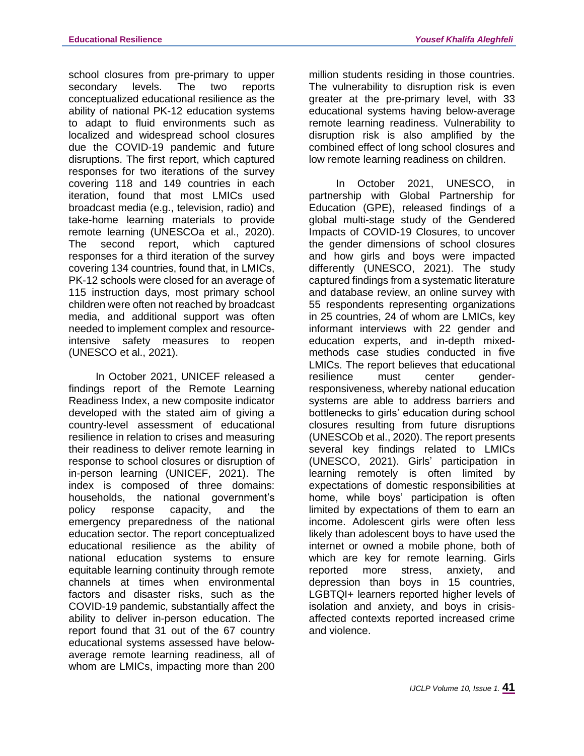school closures from pre-primary to upper secondary levels. The two reports conceptualized educational resilience as the ability of national PK-12 education systems to adapt to fluid environments such as localized and widespread school closures due the COVID-19 pandemic and future disruptions. The first report, which captured responses for two iterations of the survey covering 118 and 149 countries in each iteration, found that most LMICs used broadcast media (e.g., television, radio) and take-home learning materials to provide remote learning (UNESCOa et al., 2020). The second report, which captured responses for a third iteration of the survey covering 134 countries, found that, in LMICs, PK-12 schools were closed for an average of 115 instruction days, most primary school children were often not reached by broadcast media, and additional support was often needed to implement complex and resource-intensive safety measures to reopen (UNESCO et al., 2021).

In October 2021, UNICEF released a findings report of the Remote Learning Readiness Index, a new composite indicator developed with the stated aim of giving a country-level assessment of educational resilience in relation to crises and measuring their readiness to deliver remote learning in response to school closures or disruption of in-person learning (UNICEF, 2021). The index is composed of three domains: households, the national government's policy response capacity, and the emergency preparedness of the national education sector. The report conceptualized educational resilience as the ability of national education systems to ensure equitable learning continuity through remote channels at times when environmental factors and disaster risks, such as the COVID-19 pandemic, substantially affect the ability to deliver in-person education. The report found that 31 out of the 67 country educational systems assessed have below-average remote learning readiness, all of whom are LMICs, impacting more than 200 million students residing in those countries. The vulnerability to disruption risk is even greater at the pre-primary level, with 33 educational systems having below-average remote learning readiness. Vulnerability to disruption risk is also amplified by the combined effect of long school closures and low remote learning readiness on children.

In October 2021, UNESCO, in partnership with Global Partnership for Education (GPE), released findings of a global multi-stage study of the Gendered Impacts of COVID-19 Closures, to uncover the gender dimensions of school closures and how girls and boys were impacted differently (UNESCO, 2021). The study captured findings from a systematic literature and database review, an online survey with 55 respondents representing organizations in 25 countries, 24 of whom are LMICs, key informant interviews with 22 gender and education experts, and in-depth mixed-methods case studies conducted in five LMICs. The report believes that educational resilience must center gender-responsiveness, whereby national education systems are able to address barriers and bottlenecks to girls' education during school closures resulting from future disruptions (UNESCOb et al., 2020). The report presents several key findings related to LMICs (UNESCO, 2021). Girls' participation in learning remotely is often limited by expectations of domestic responsibilities at home, while boys' participation is often limited by expectations of them to earn an income. Adolescent girls were often less likely than adolescent boys to have used the internet or owned a mobile phone, both of which are key for remote learning. Girls reported more stress, anxiety, and depression than boys in 15 countries, LGBTQI+ learners reported higher levels of isolation and anxiety, and boys in crisis-affected contexts reported increased crime and violence.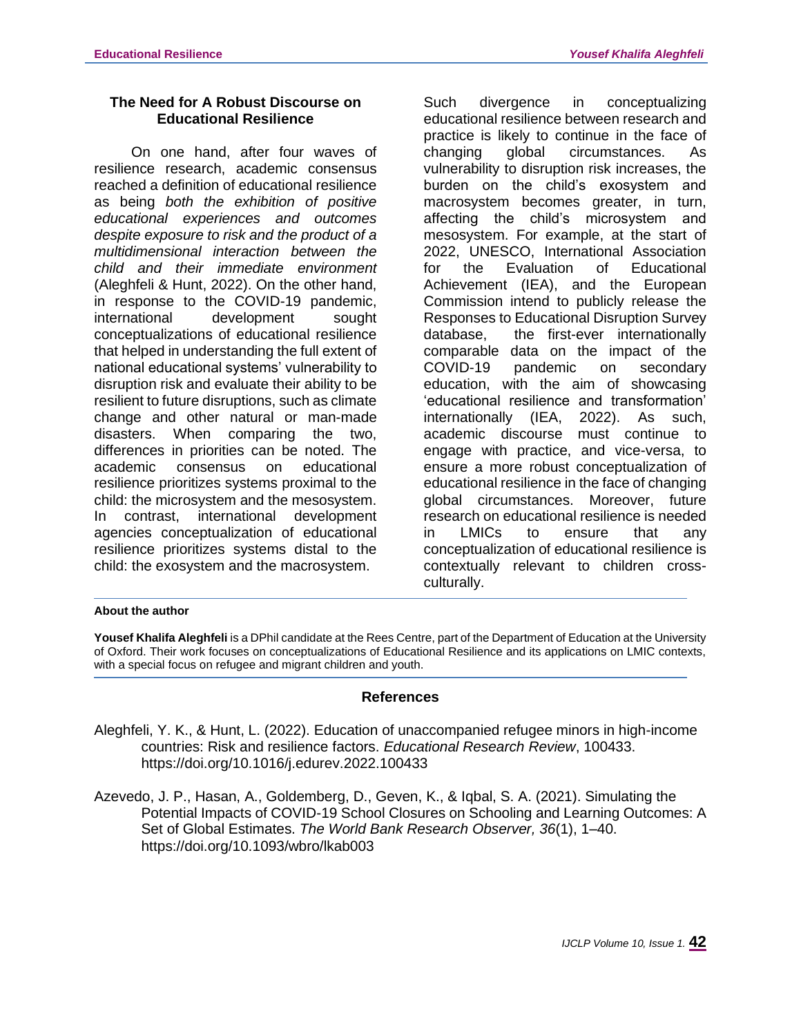## The Need for A Robust Discourse on Educational Resilience

On one hand, after four waves of resilience research, academic consensus reached a definition of educational resilience as being *both the exhibition of positive educational experiences and outcomes despite exposure to risk and the product of a multidimensional interaction between the child and their immediate environment* (Aleghfeli & Hunt, 2022). On the other hand, in response to the COVID-19 pandemic, international development sought conceptualizations of educational resilience that helped in understanding the full extent of national educational systems' vulnerability to disruption risk and evaluate their ability to be resilient to future disruptions, such as climate change and other natural or man-made disasters. When comparing the two, differences in priorities can be noted. The academic consensus on educational resilience prioritizes systems proximal to the child: the microsystem and the mesosystem. In contrast, international development agencies conceptualization of educational resilience prioritizes systems distal to the child: the exosystem and the macrosystem.

Such divergence in conceptualizing educational resilience between research and practice is likely to continue in the face of changing global circumstances. As vulnerability to disruption risk increases, the burden on the child's exosystem and macrosystem becomes greater, in turn, affecting the child's microsystem and mesosystem. For example, at the start of 2022, UNESCO, International Association for the Evaluation of Educational Achievement (IEA), and the European Commission intend to publicly release the Responses to Educational Disruption Survey database, the first-ever internationally comparable data on the impact of the COVID-19 pandemic on secondary education, with the aim of showcasing 'educational resilience and transformation' internationally (IEA, 2022). As such, academic discourse must continue to engage with practice, and vice-versa, to ensure a more robust conceptualization of educational resilience in the face of changing global circumstances. Moreover, future research on educational resilience is needed in LMICs to ensure that any conceptualization of educational resilience is contextually relevant to children cross-culturally.

**About the author**

**Yousef Khalifa Aleghfeli** is a DPhil candidate at the Rees Centre, part of the Department of Education at the University of Oxford. Their work focuses on conceptualizations of Educational Resilience and its applications on LMIC contexts, with a special focus on refugee and migrant children and youth.

## References

Aleghfeli, Y. K., & Hunt, L. (2022). Education of unaccompanied refugee minors in high-income countries: Risk and resilience factors. *Educational Research Review*, 100433. https://doi.org/10.1016/j.edurev.2022.100433

Azevedo, J. P., Hasan, A., Goldemberg, D., Geven, K., & Iqbal, S. A. (2021). Simulating the Potential Impacts of COVID-19 School Closures on Schooling and Learning Outcomes: A Set of Global Estimates. *The World Bank Research Observer, 36*(1), 1–40. https://doi.org/10.1093/wbro/lkab003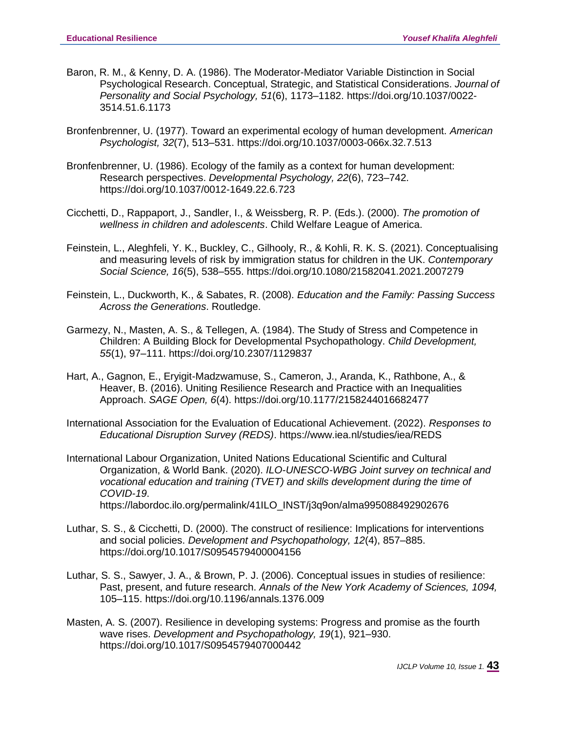Baron, R. M., & Kenny, D. A. (1986). The Moderator-Mediator Variable Distinction in Social Psychological Research. Conceptual, Strategic, and Statistical Considerations. *Journal of Personality and Social Psychology, 51*(6), 1173–1182. https://doi.org/10.1037/0022-3514.51.6.1173

Bronfenbrenner, U. (1977). Toward an experimental ecology of human development. *American Psychologist, 32*(7), 513–531. https://doi.org/10.1037/0003-066x.32.7.513

Bronfenbrenner, U. (1986). Ecology of the family as a context for human development: Research perspectives. *Developmental Psychology, 22*(6), 723–742. https://doi.org/10.1037/0012-1649.22.6.723

Cicchetti, D., Rappaport, J., Sandler, I., & Weissberg, R. P. (Eds.). (2000). *The promotion of wellness in children and adolescents*. Child Welfare League of America.

Feinstein, L., Aleghfeli, Y. K., Buckley, C., Gilhooly, R., & Kohli, R. K. S. (2021). Conceptualising and measuring levels of risk by immigration status for children in the UK. *Contemporary Social Science, 16*(5), 538–555. https://doi.org/10.1080/21582041.2021.2007279

Feinstein, L., Duckworth, K., & Sabates, R. (2008). *Education and the Family: Passing Success Across the Generations*. Routledge.

Garmezy, N., Masten, A. S., & Tellegen, A. (1984). The Study of Stress and Competence in Children: A Building Block for Developmental Psychopathology. *Child Development, 55*(1), 97–111. https://doi.org/10.2307/1129837

Hart, A., Gagnon, E., Eryigit-Madzwamuse, S., Cameron, J., Aranda, K., Rathbone, A., & Heaver, B. (2016). Uniting Resilience Research and Practice with an Inequalities Approach. *SAGE Open, 6*(4). https://doi.org/10.1177/2158244016682477

International Association for the Evaluation of Educational Achievement. (2022). *Responses to Educational Disruption Survey (REDS)*. https://www.iea.nl/studies/iea/REDS

International Labour Organization, United Nations Educational Scientific and Cultural Organization, & World Bank. (2020). *ILO-UNESCO-WBG Joint survey on technical and vocational education and training (TVET) and skills development during the time of COVID-19*. https://labordoc.ilo.org/permalink/41ILO_INST/j3q9on/alma995088492902676

Luthar, S. S., & Cicchetti, D. (2000). The construct of resilience: Implications for interventions and social policies. *Development and Psychopathology, 12*(4), 857–885. https://doi.org/10.1017/S0954579400004156

Luthar, S. S., Sawyer, J. A., & Brown, P. J. (2006). Conceptual issues in studies of resilience: Past, present, and future research. *Annals of the New York Academy of Sciences, 1094,* 105–115. https://doi.org/10.1196/annals.1376.009

Masten, A. S. (2007). Resilience in developing systems: Progress and promise as the fourth wave rises. *Development and Psychopathology, 19*(1), 921–930. https://doi.org/10.1017/S0954579407000442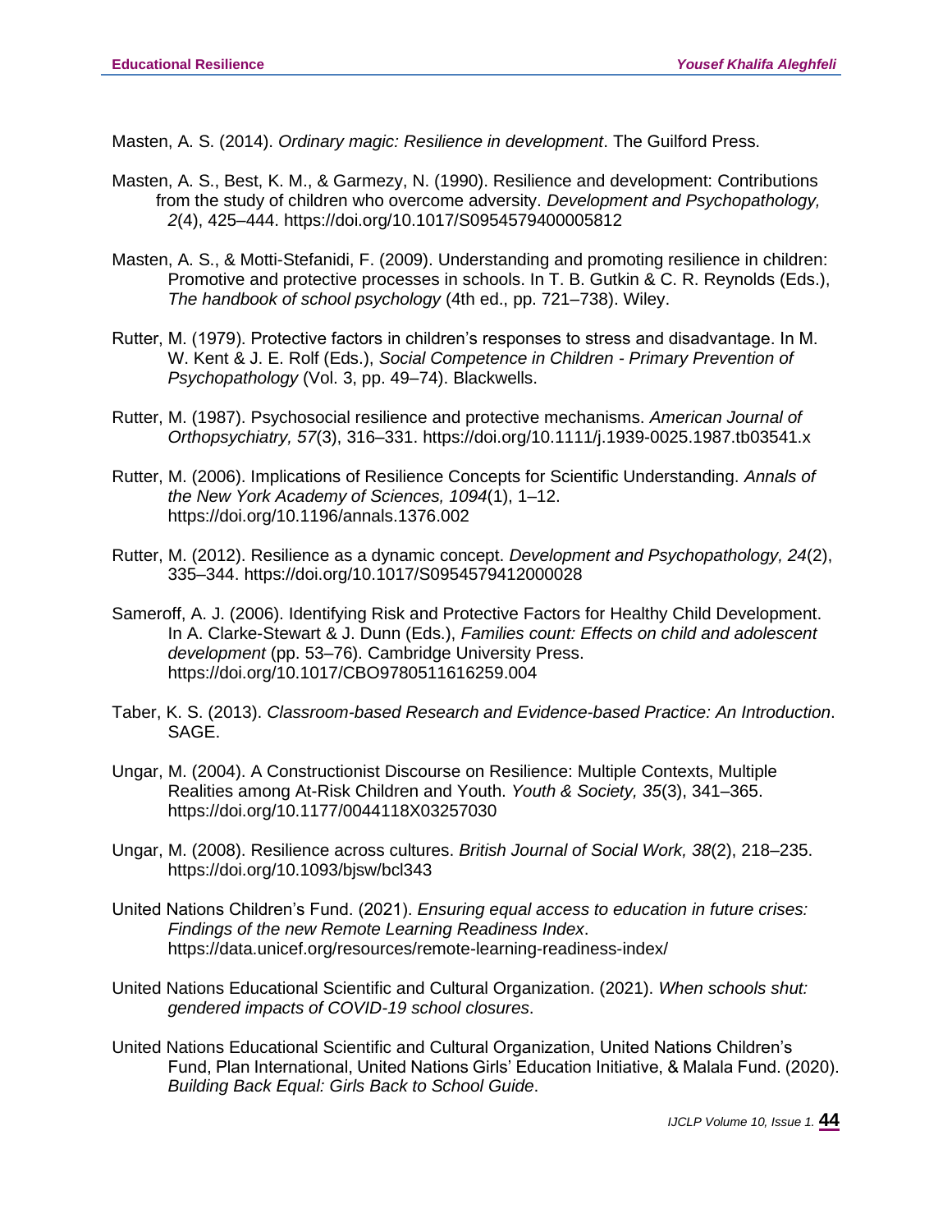Masten, A. S. (2014). *Ordinary magic: Resilience in development*. The Guilford Press.

Masten, A. S., Best, K. M., & Garmezy, N. (1990). Resilience and development: Contributions from the study of children who overcome adversity. *Development and Psychopathology, 2*(4), 425–444. https://doi.org/10.1017/S0954579400005812

Masten, A. S., & Motti-Stefanidi, F. (2009). Understanding and promoting resilience in children: Promotive and protective processes in schools. In T. B. Gutkin & C. R. Reynolds (Eds.), *The handbook of school psychology* (4th ed., pp. 721–738). Wiley.

Rutter, M. (1979). Protective factors in children's responses to stress and disadvantage. In M. W. Kent & J. E. Rolf (Eds.), *Social Competence in Children - Primary Prevention of Psychopathology* (Vol. 3, pp. 49–74). Blackwells.

Rutter, M. (1987). Psychosocial resilience and protective mechanisms. *American Journal of Orthopsychiatry, 57*(3), 316–331. https://doi.org/10.1111/j.1939-0025.1987.tb03541.x

Rutter, M. (2006). Implications of Resilience Concepts for Scientific Understanding. *Annals of the New York Academy of Sciences, 1094*(1), 1–12. https://doi.org/10.1196/annals.1376.002

Rutter, M. (2012). Resilience as a dynamic concept. *Development and Psychopathology, 24*(2), 335–344. https://doi.org/10.1017/S0954579412000028

Sameroff, A. J. (2006). Identifying Risk and Protective Factors for Healthy Child Development. In A. Clarke-Stewart & J. Dunn (Eds.), *Families count: Effects on child and adolescent development* (pp. 53–76). Cambridge University Press. https://doi.org/10.1017/CBO9780511616259.004

Taber, K. S. (2013). *Classroom-based Research and Evidence-based Practice: An Introduction*. SAGE.

Ungar, M. (2004). A Constructionist Discourse on Resilience: Multiple Contexts, Multiple Realities among At-Risk Children and Youth. *Youth & Society, 35*(3), 341–365. https://doi.org/10.1177/0044118X03257030

Ungar, M. (2008). Resilience across cultures. *British Journal of Social Work, 38*(2), 218–235. https://doi.org/10.1093/bjsw/bcl343

United Nations Children's Fund. (2021). *Ensuring equal access to education in future crises: Findings of the new Remote Learning Readiness Index*. https://data.unicef.org/resources/remote-learning-readiness-index/

United Nations Educational Scientific and Cultural Organization. (2021). *When schools shut: gendered impacts of COVID-19 school closures*.

United Nations Educational Scientific and Cultural Organization, United Nations Children's Fund, Plan International, United Nations Girls' Education Initiative, & Malala Fund. (2020). *Building Back Equal: Girls Back to School Guide*.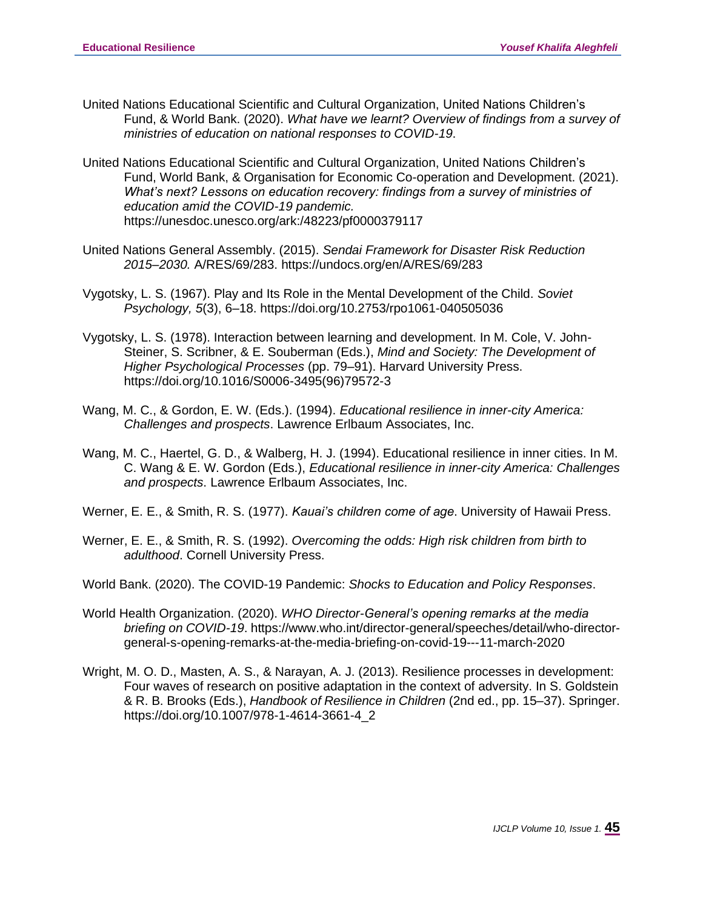United Nations Educational Scientific and Cultural Organization, United Nations Children's Fund, & World Bank. (2020). *What have we learnt? Overview of findings from a survey of ministries of education on national responses to COVID-19*.

United Nations Educational Scientific and Cultural Organization, United Nations Children's Fund, World Bank, & Organisation for Economic Co-operation and Development. (2021). *What's next? Lessons on education recovery: findings from a survey of ministries of education amid the COVID-19 pandemic.* https://unesdoc.unesco.org/ark:/48223/pf0000379117

United Nations General Assembly. (2015). *Sendai Framework for Disaster Risk Reduction 2015–2030.* A/RES/69/283. https://undocs.org/en/A/RES/69/283

Vygotsky, L. S. (1967). Play and Its Role in the Mental Development of the Child. *Soviet Psychology, 5*(3), 6–18. https://doi.org/10.2753/rpo1061-040505036

Vygotsky, L. S. (1978). Interaction between learning and development. In M. Cole, V. John-Steiner, S. Scribner, & E. Souberman (Eds.), *Mind and Society: The Development of Higher Psychological Processes* (pp. 79–91). Harvard University Press. https://doi.org/10.1016/S0006-3495(96)79572-3

Wang, M. C., & Gordon, E. W. (Eds.). (1994). *Educational resilience in inner-city America: Challenges and prospects*. Lawrence Erlbaum Associates, Inc.

Wang, M. C., Haertel, G. D., & Walberg, H. J. (1994). Educational resilience in inner cities. In M. C. Wang & E. W. Gordon (Eds.), *Educational resilience in inner-city America: Challenges and prospects*. Lawrence Erlbaum Associates, Inc.

Werner, E. E., & Smith, R. S. (1977). *Kauai's children come of age*. University of Hawaii Press.

Werner, E. E., & Smith, R. S. (1992). *Overcoming the odds: High risk children from birth to adulthood*. Cornell University Press.

World Bank. (2020). The COVID-19 Pandemic: *Shocks to Education and Policy Responses*.

World Health Organization. (2020). *WHO Director-General's opening remarks at the media briefing on COVID-19*. https://www.who.int/director-general/speeches/detail/who-director-general-s-opening-remarks-at-the-media-briefing-on-covid-19---11-march-2020

Wright, M. O. D., Masten, A. S., & Narayan, A. J. (2013). Resilience processes in development: Four waves of research on positive adaptation in the context of adversity. In S. Goldstein & R. B. Brooks (Eds.), *Handbook of Resilience in Children* (2nd ed., pp. 15–37). Springer. https://doi.org/10.1007/978-1-4614-3661-4_2